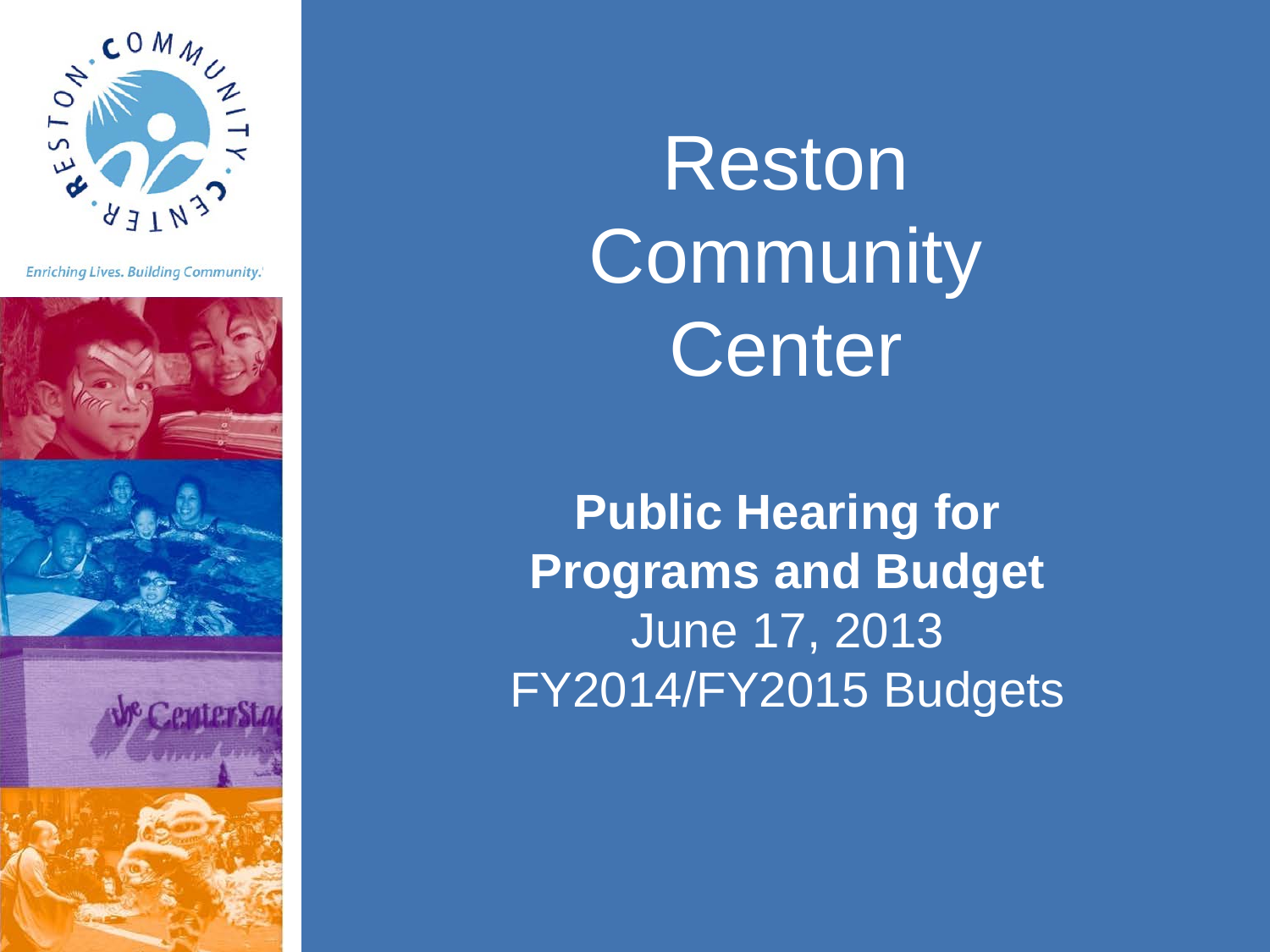Enriching Lives. Building Community.

# Reston Community Center

**Public Hearing for Programs and Budget**

June 17, 2013

FY2014/FY2015 Budgets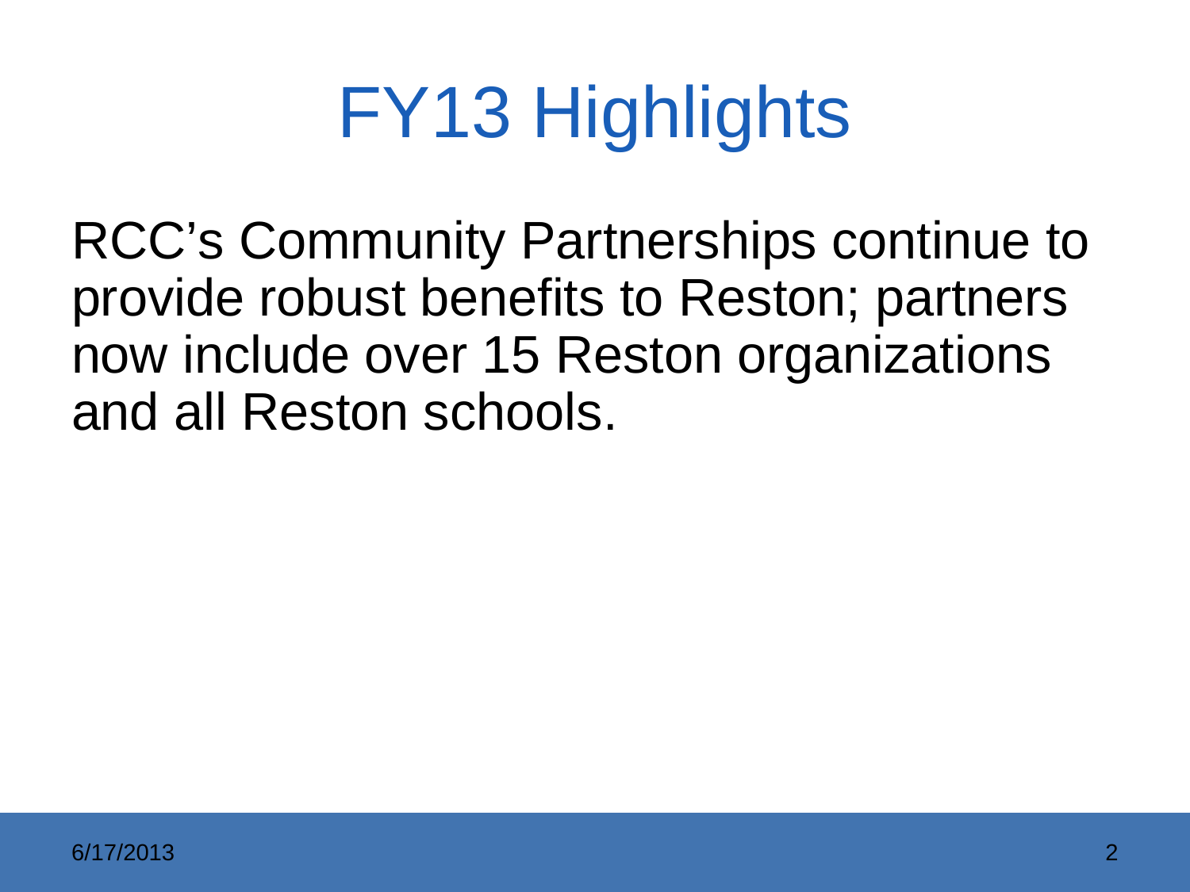# FY13 Highlights

RCC’s Community Partnerships continue to provide robust benefits to Reston; partners now include over 15 Reston organizations and all Reston schools.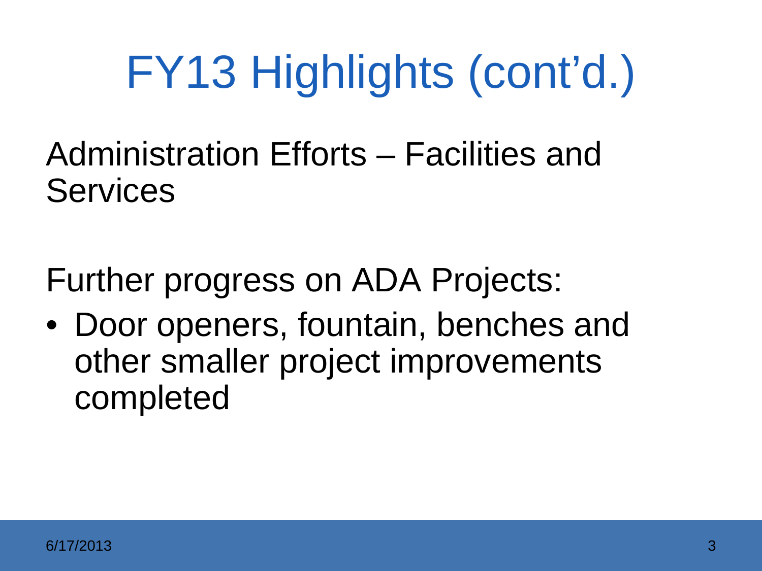# FY13 Highlights (cont'd.)

Administration Efforts – Facilities and Services

Further progress on ADA Projects:

- Door openers, fountain, benches and other smaller project improvements completed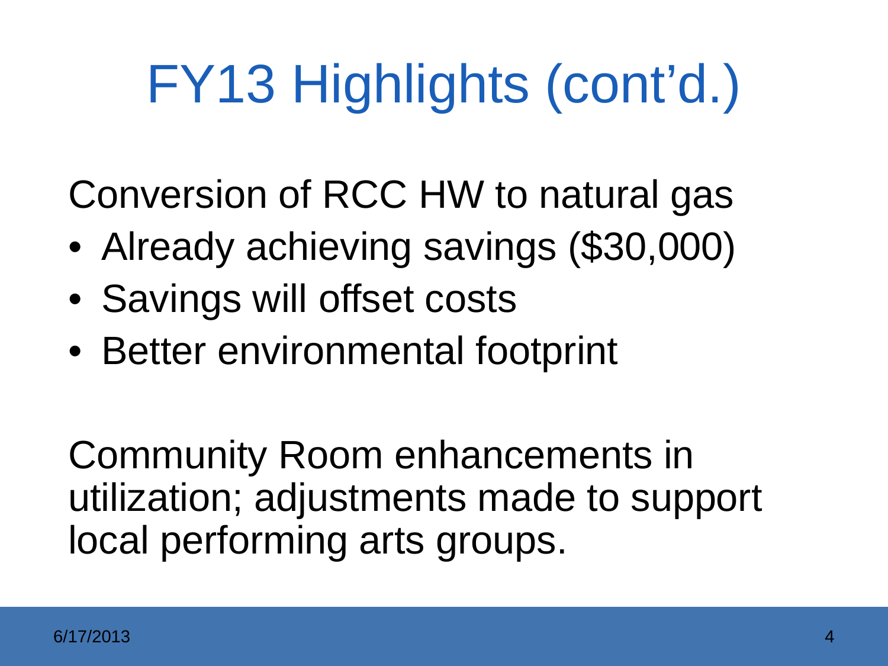# FY13 Highlights (cont'd.)

Conversion of RCC HW to natural gas

- Already achieving savings ($30,000)
- Savings will offset costs
- Better environmental footprint

Community Room enhancements in utilization; adjustments made to support local performing arts groups.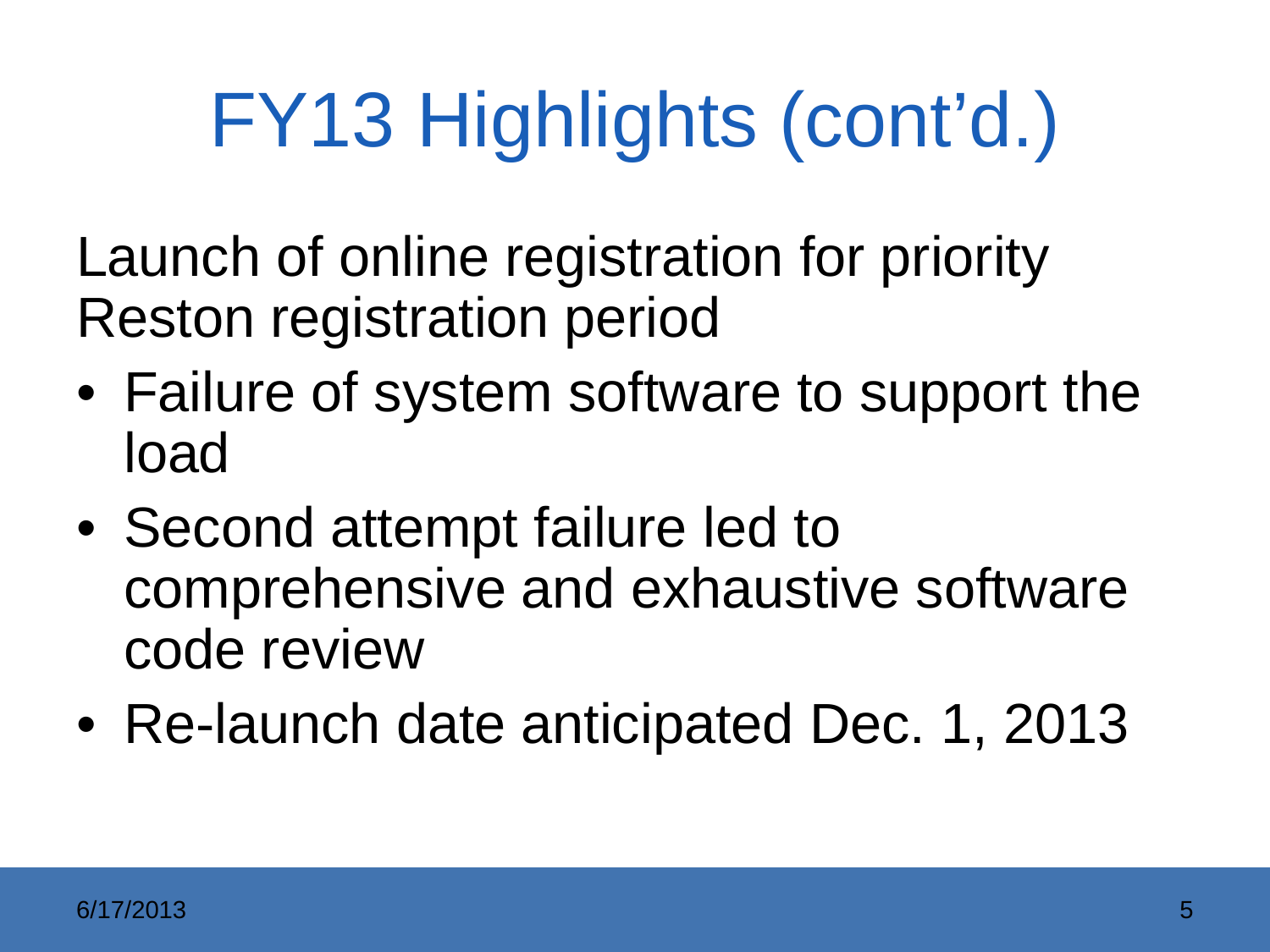# FY13 Highlights (cont'd.)

Launch of online registration for priority Reston registration period

- Failure of system software to support the load
- Second attempt failure led to comprehensive and exhaustive software code review
- Re-launch date anticipated Dec. 1, 2013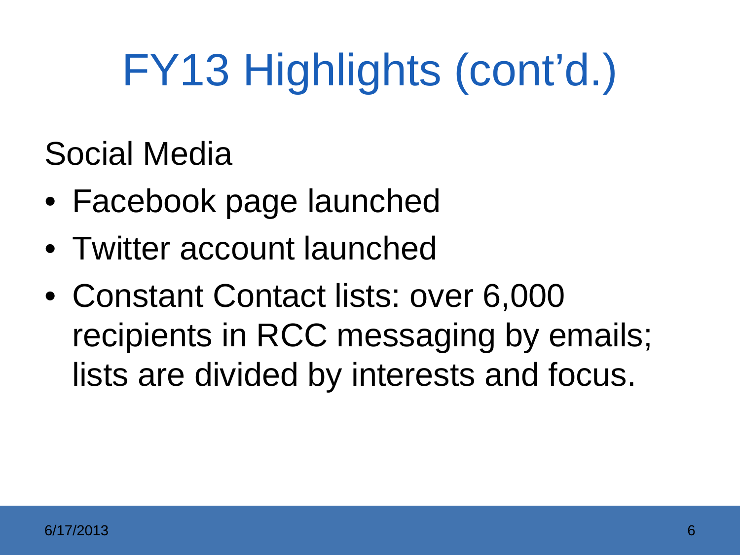# FY13 Highlights (cont'd.)

Social Media

- Facebook page launched
- Twitter account launched
- Constant Contact lists: over 6,000 recipients in RCC messaging by emails; lists are divided by interests and focus.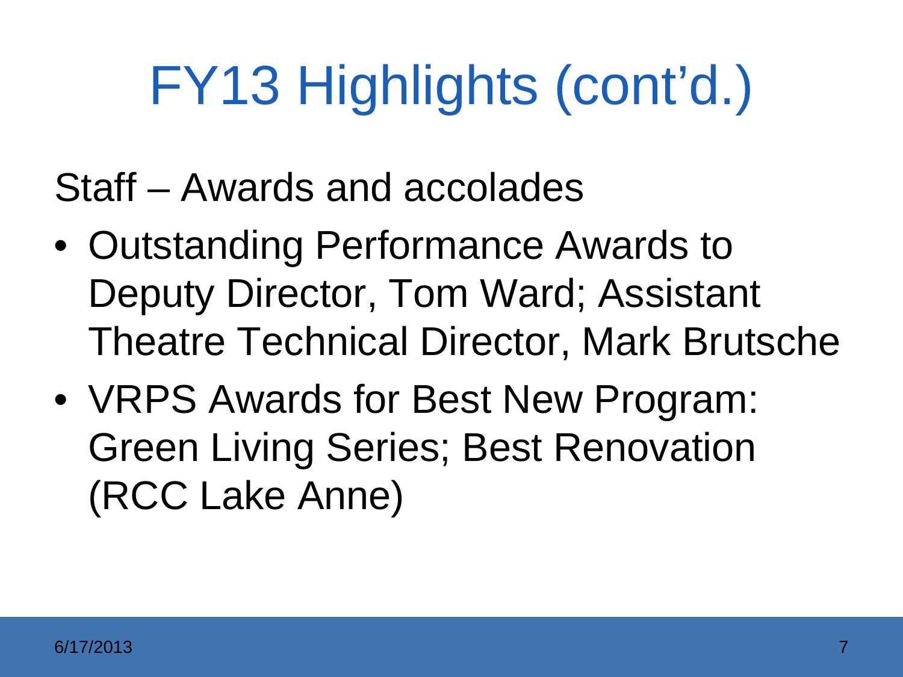# FY13 Highlights (cont'd.)

Staff – Awards and accolades

- Outstanding Performance Awards to Deputy Director, Tom Ward; Assistant Theatre Technical Director, Mark Brutsche
- VRPS Awards for Best New Program: Green Living Series; Best Renovation (RCC Lake Anne)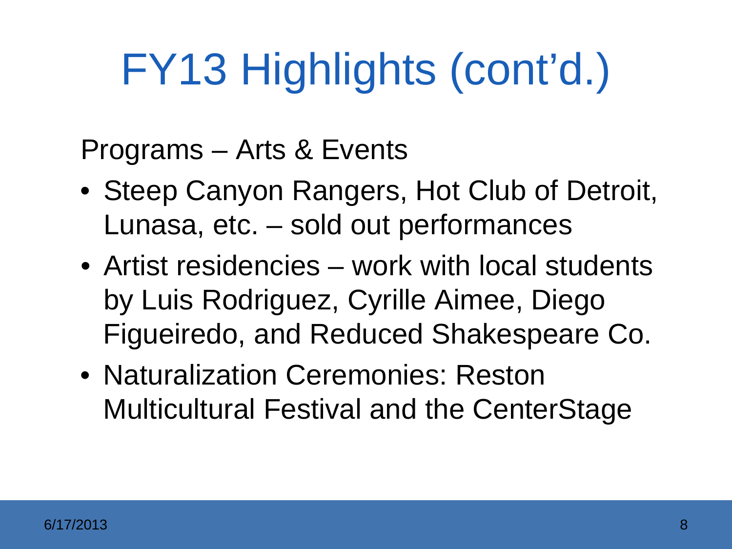# FY13 Highlights (cont'd.)

Programs – Arts & Events

- Steep Canyon Rangers, Hot Club of Detroit, Lunasa, etc. – sold out performances
- Artist residencies – work with local students by Luis Rodriguez, Cyrille Aimee, Diego Figueiredo, and Reduced Shakespeare Co.
- Naturalization Ceremonies: Reston Multicultural Festival and the CenterStage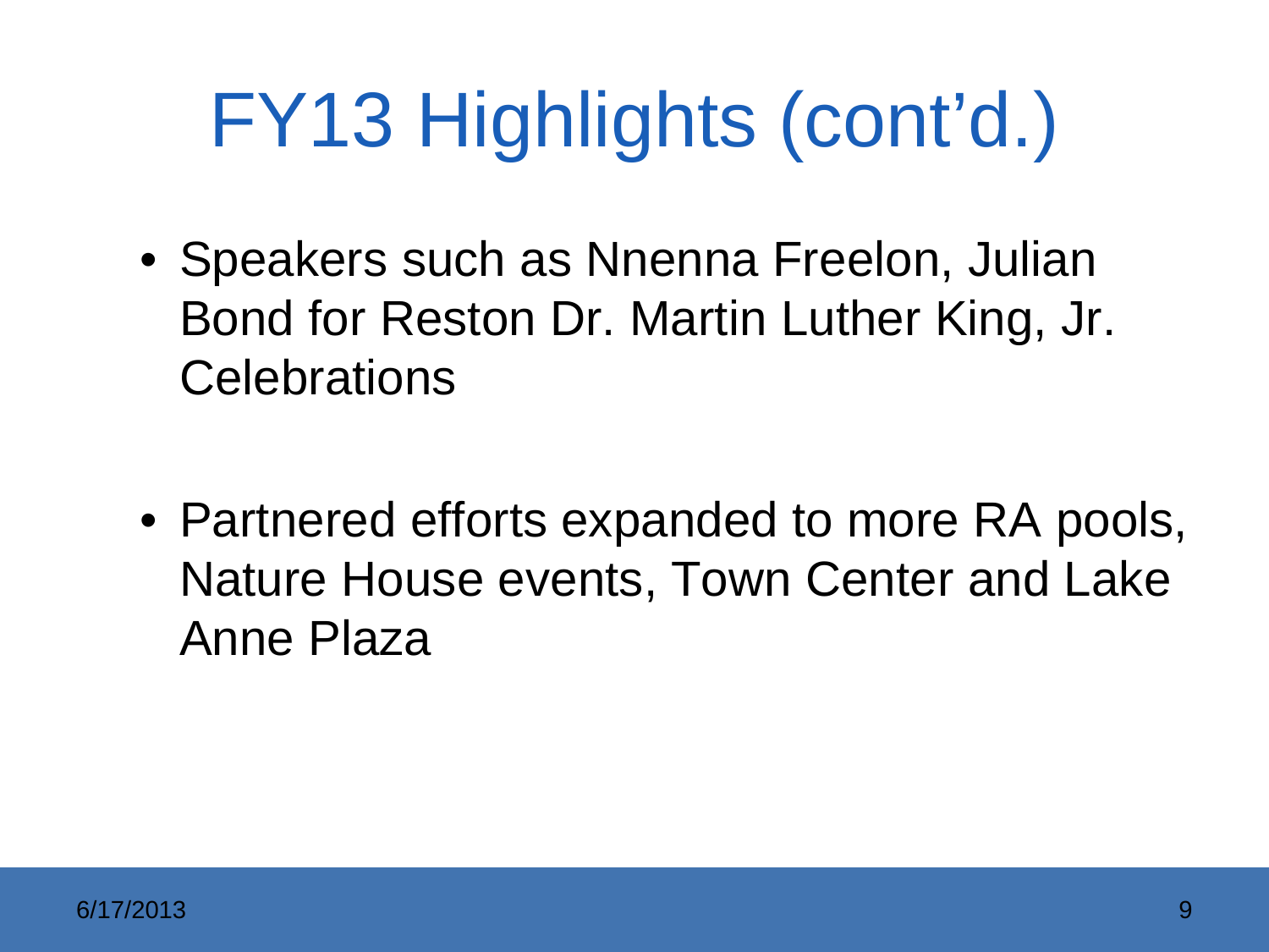# FY13 Highlights (cont'd.)

- Speakers such as Nnenna Freelon, Julian Bond for Reston Dr. Martin Luther King, Jr. Celebrations

- Partnered efforts expanded to more RA pools, Nature House events, Town Center and Lake Anne Plaza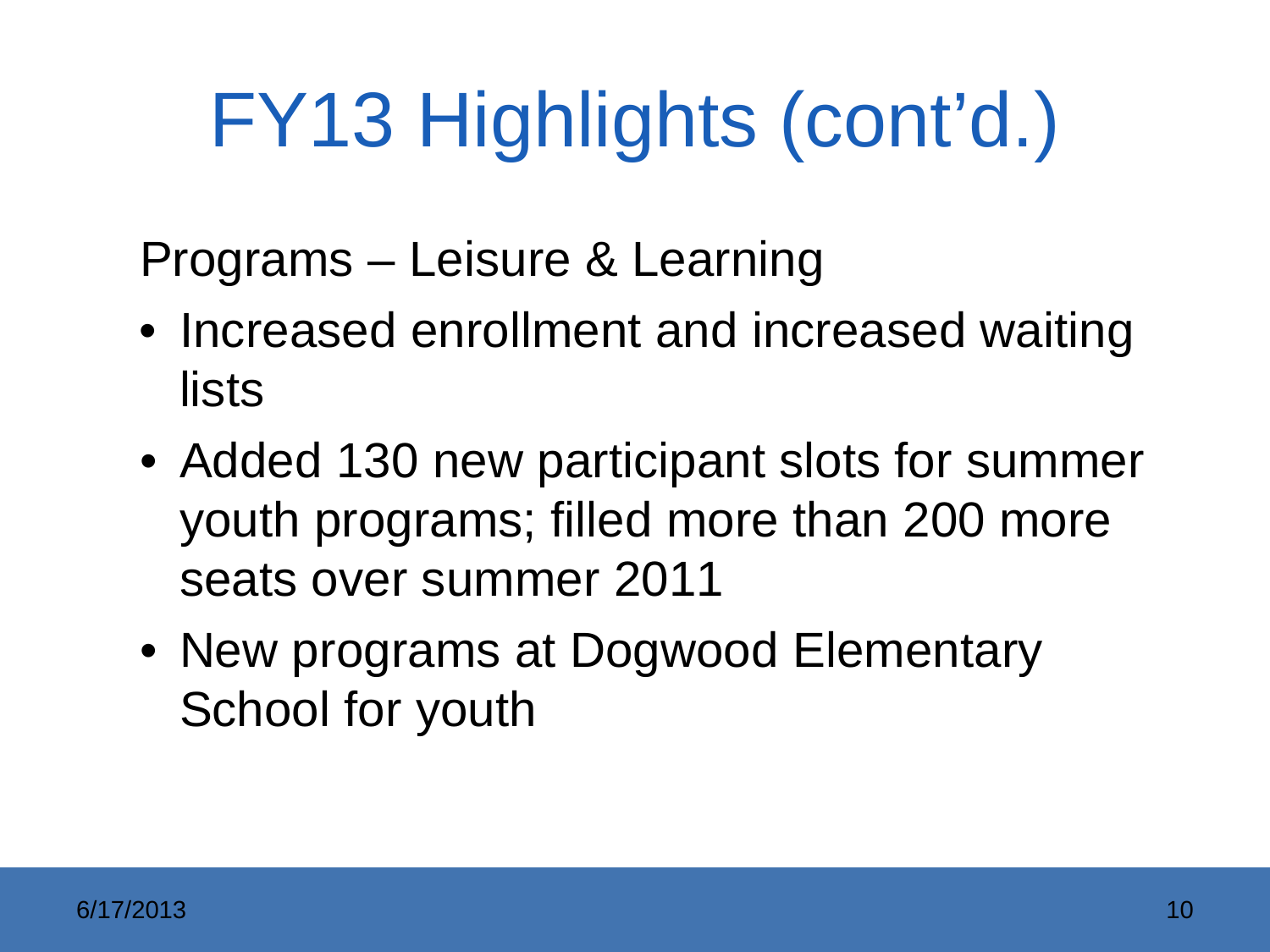# FY13 Highlights (cont'd.)

Programs – Leisure & Learning

- Increased enrollment and increased waiting lists
- Added 130 new participant slots for summer youth programs; filled more than 200 more seats over summer 2011
- New programs at Dogwood Elementary School for youth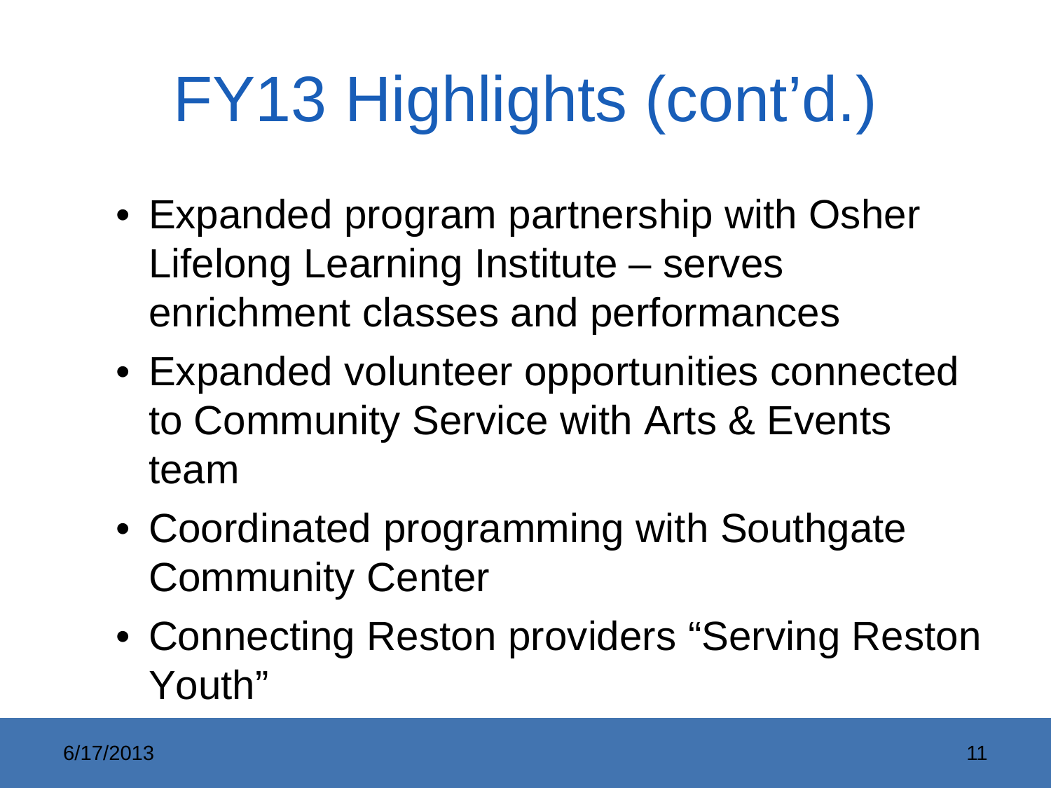# FY13 Highlights (cont'd.)

- Expanded program partnership with Osher Lifelong Learning Institute – serves enrichment classes and performances
- Expanded volunteer opportunities connected to Community Service with Arts & Events team
- Coordinated programming with Southgate Community Center
- Connecting Reston providers "Serving Reston Youth"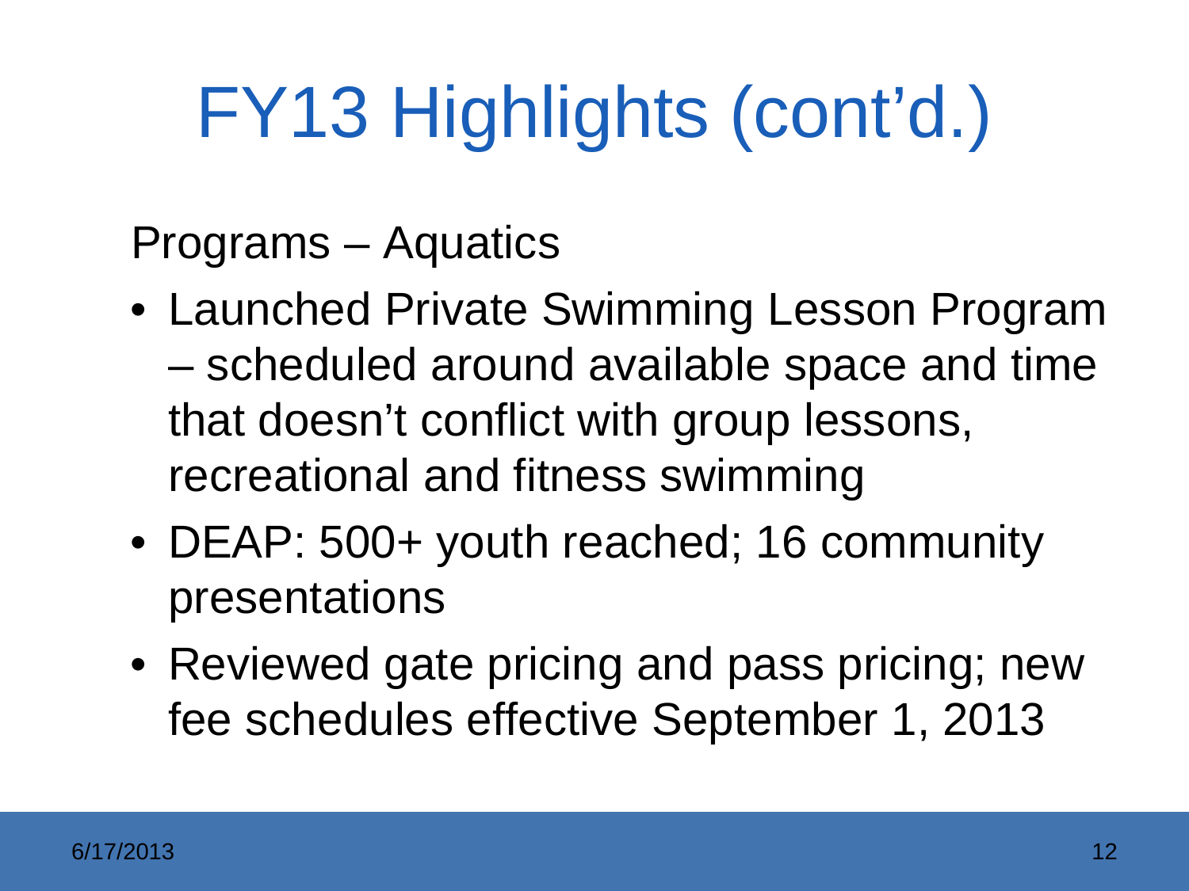# FY13 Highlights (cont'd.)

Programs – Aquatics

- Launched Private Swimming Lesson Program – scheduled around available space and time that doesn't conflict with group lessons, recreational and fitness swimming
- DEAP: 500+ youth reached; 16 community presentations
- Reviewed gate pricing and pass pricing; new fee schedules effective September 1, 2013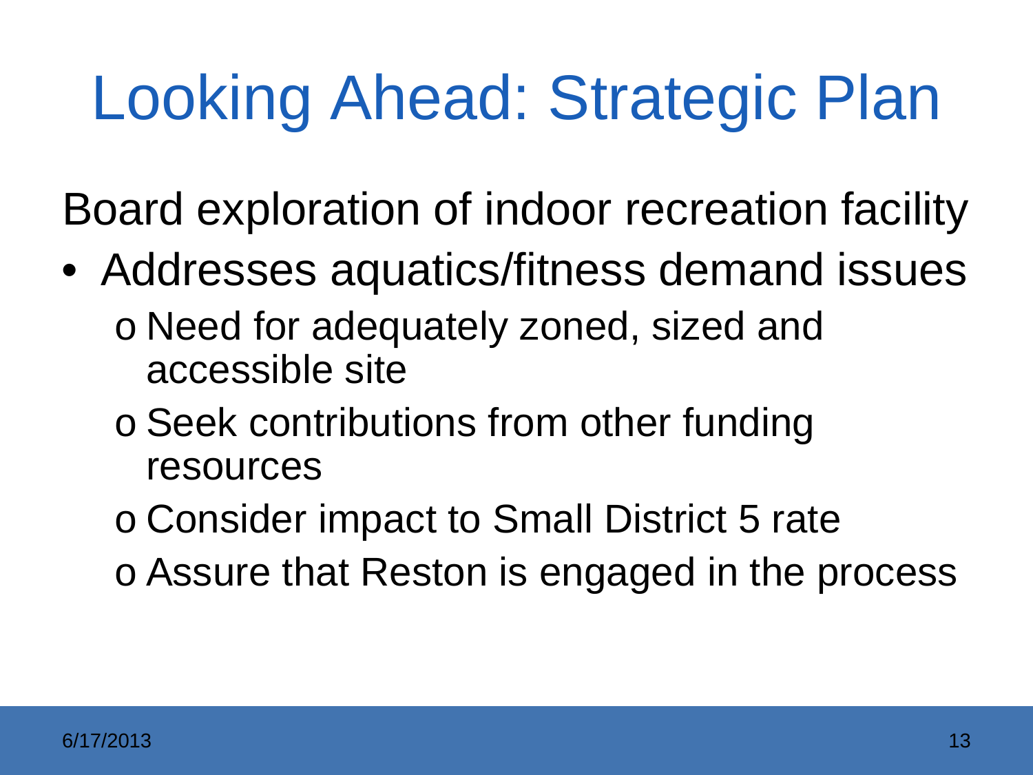# Looking Ahead: Strategic Plan

Board exploration of indoor recreation facility

- Addresses aquatics/fitness demand issues
  - Need for adequately zoned, sized and accessible site
  - Seek contributions from other funding resources
  - Consider impact to Small District 5 rate
  - Assure that Reston is engaged in the process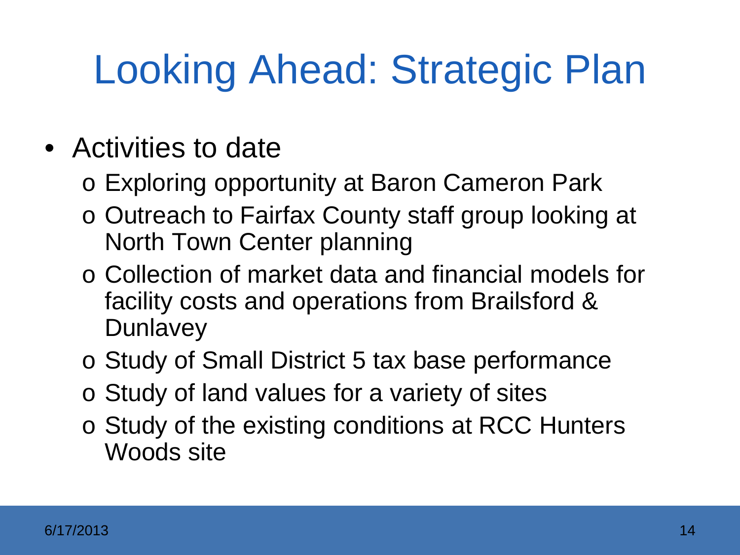# Looking Ahead: Strategic Plan

- Activities to date
  - Exploring opportunity at Baron Cameron Park
  - Outreach to Fairfax County staff group looking at North Town Center planning
  - Collection of market data and financial models for facility costs and operations from Brailsford & Dunlavey
  - Study of Small District 5 tax base performance
  - Study of land values for a variety of sites
  - Study of the existing conditions at RCC Hunters Woods site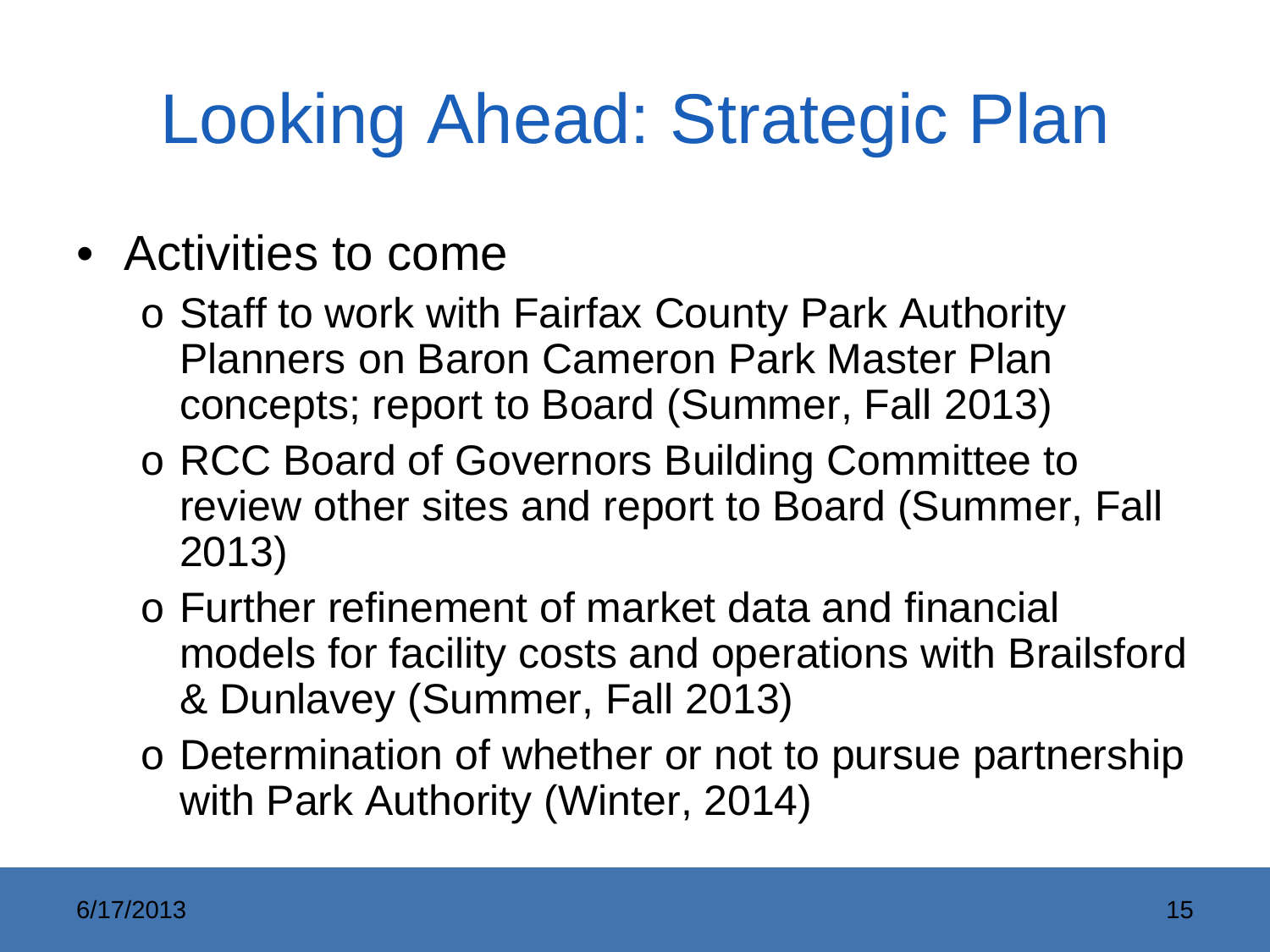# Looking Ahead: Strategic Plan

- Activities to come
  - Staff to work with Fairfax County Park Authority Planners on Baron Cameron Park Master Plan concepts; report to Board (Summer, Fall 2013)
  - RCC Board of Governors Building Committee to review other sites and report to Board (Summer, Fall 2013)
  - Further refinement of market data and financial models for facility costs and operations with Brailsford & Dunlavey (Summer, Fall 2013)
  - Determination of whether or not to pursue partnership with Park Authority (Winter, 2014)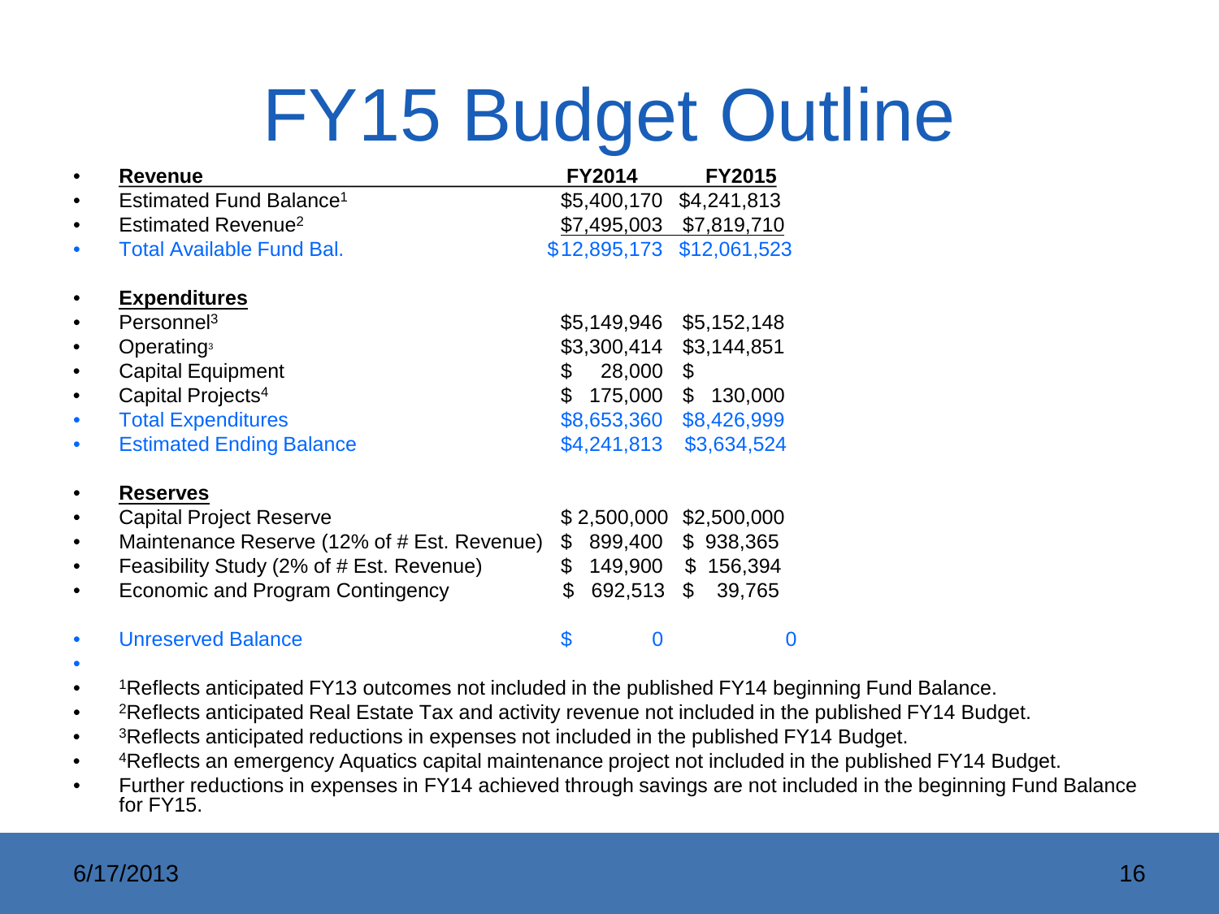# FY15 Budget Outline

| Revenue | FY2014 | FY2015 |
|---|---|---|
| Estimated Fund Balance[1] | $5,400,170 | $4,241,813 |
| Estimated Revenue[2] | $7,495,003 | $7,819,710 |
| Total Available Fund Bal. | $12,895,173 | $12,061,523 |
| **Expenditures** | | |
| Personnel[3] | $5,149,946 | $5,152,148 |
| Operating[3] | $3,300,414 | $3,144,851 |
| Capital Equipment | $ 28,000 | $ |
| Capital Projects[4] | $ 175,000 | $ 130,000 |
| Total Expenditures | $8,653,360 | $8,426,999 |
| Estimated Ending Balance | $4,241,813 | $3,634,524 |
| **Reserves** | | |
| Capital Project Reserve | $ 2,500,000 | $2,500,000 |
| Maintenance Reserve (12% of # Est. Revenue) | $ 899,400 | $ 938,365 |
| Feasibility Study (2% of # Est. Revenue) | $ 149,900 | $ 156,394 |
| Economic and Program Contingency | $ 692,513 | $ 39,765 |
| Unreserved Balance | $ 0 | 0 |

- [1]Reflects anticipated FY13 outcomes not included in the published FY14 beginning Fund Balance.
- [2]Reflects anticipated Real Estate Tax and activity revenue not included in the published FY14 Budget.
- [3]Reflects anticipated reductions in expenses not included in the published FY14 Budget.
- [4]Reflects an emergency Aquatics capital maintenance project not included in the published FY14 Budget.
- Further reductions in expenses in FY14 achieved through savings are not included in the beginning Fund Balance for FY15.

6/17/2013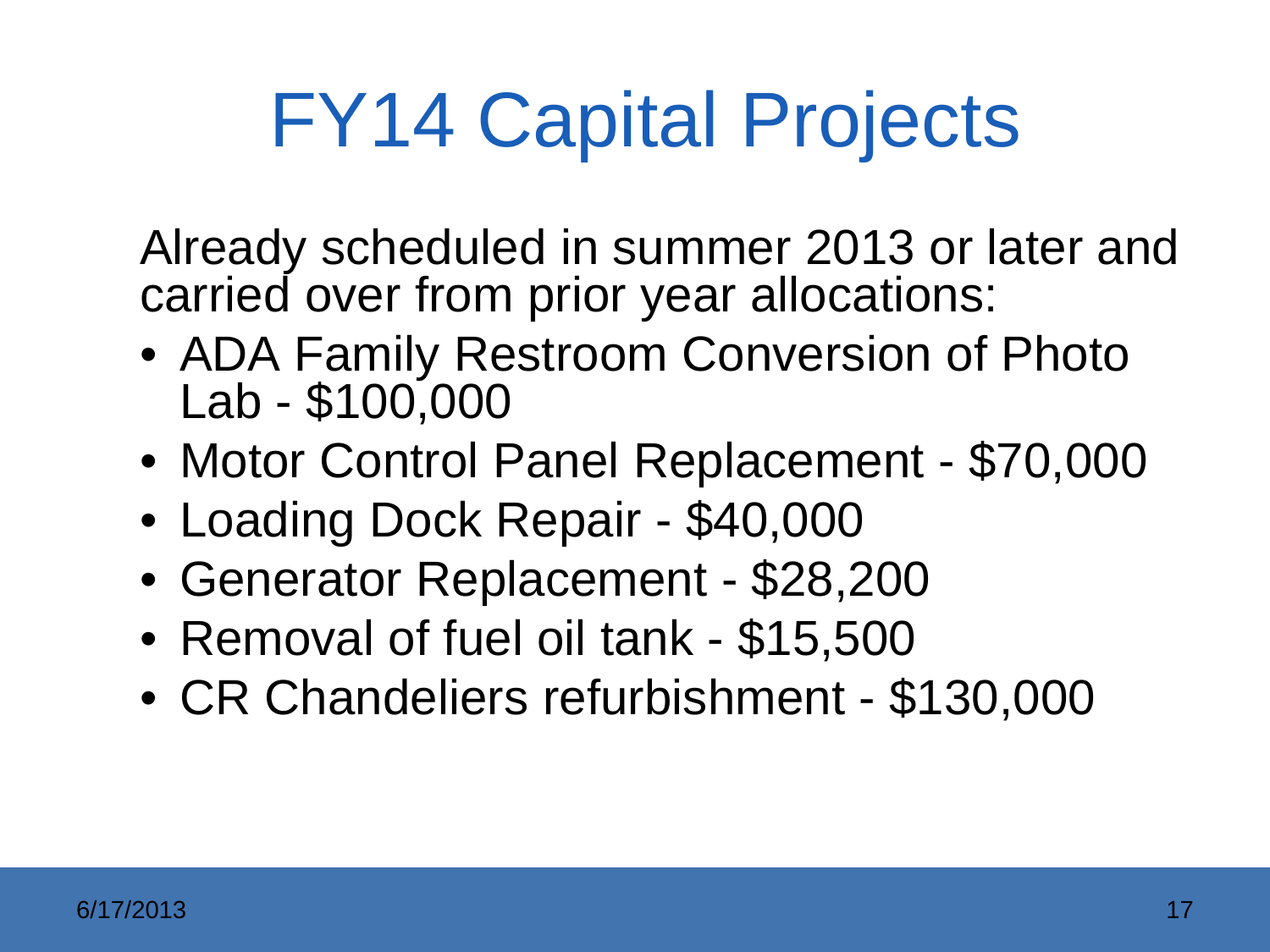# FY14 Capital Projects

Already scheduled in summer 2013 or later and carried over from prior year allocations:

- ADA Family Restroom Conversion of Photo Lab - $100,000
- Motor Control Panel Replacement - $70,000
- Loading Dock Repair - $40,000
- Generator Replacement - $28,200
- Removal of fuel oil tank - $15,500
- CR Chandeliers refurbishment - $130,000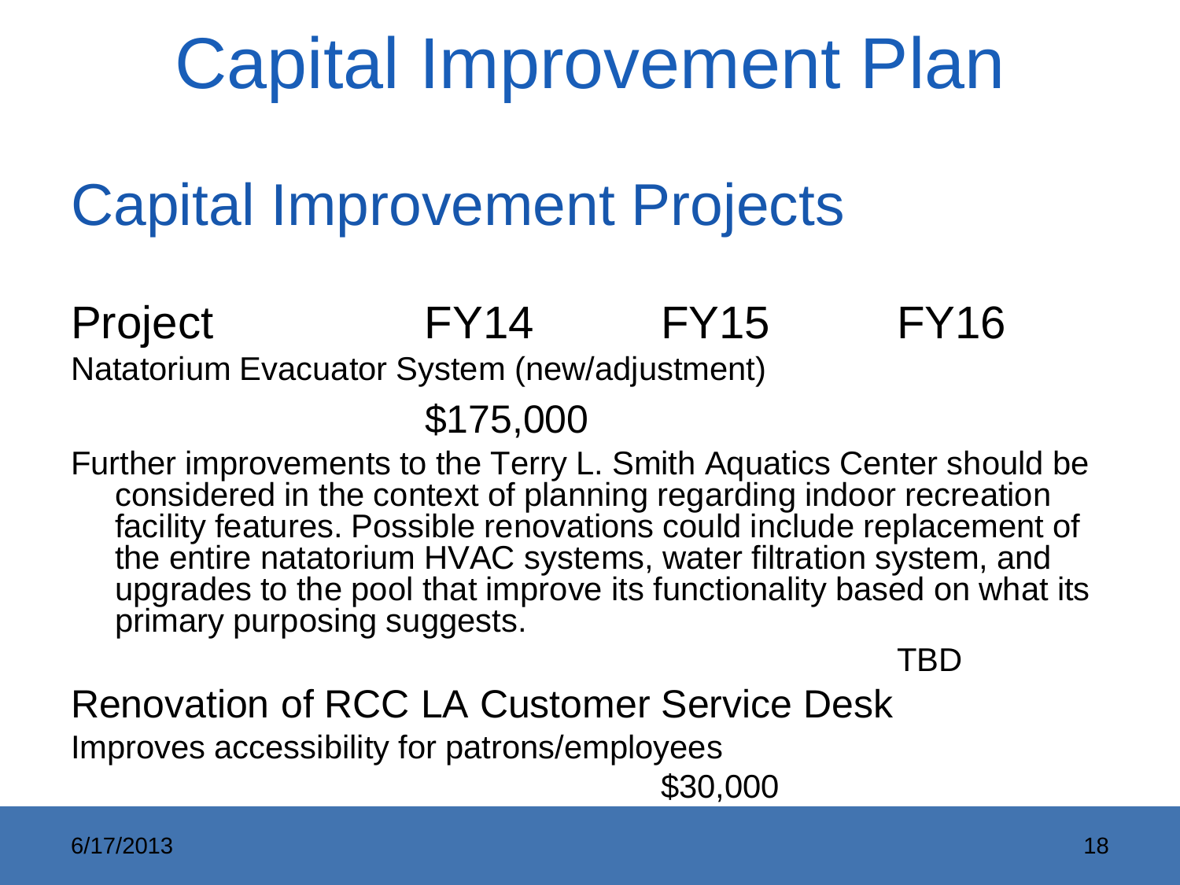# Capital Improvement Plan

## Capital Improvement Projects

| Project | FY14 | FY15 | FY16 |
|---|---|---|---|
| Natatorium Evacuator System (new/adjustment) | $175,000 | | |
| Further improvements to the Terry L. Smith Aquatics Center should be considered in the context of planning regarding indoor recreation facility features. Possible renovations could include replacement of the entire natatorium HVAC systems, water filtration system, and upgrades to the pool that improve its functionality based on what its primary purposing suggests. | | | TBD |
| Renovation of RCC LA Customer Service Desk<br>Improves accessibility for patrons/employees | | $30,000 | |

6/17/2013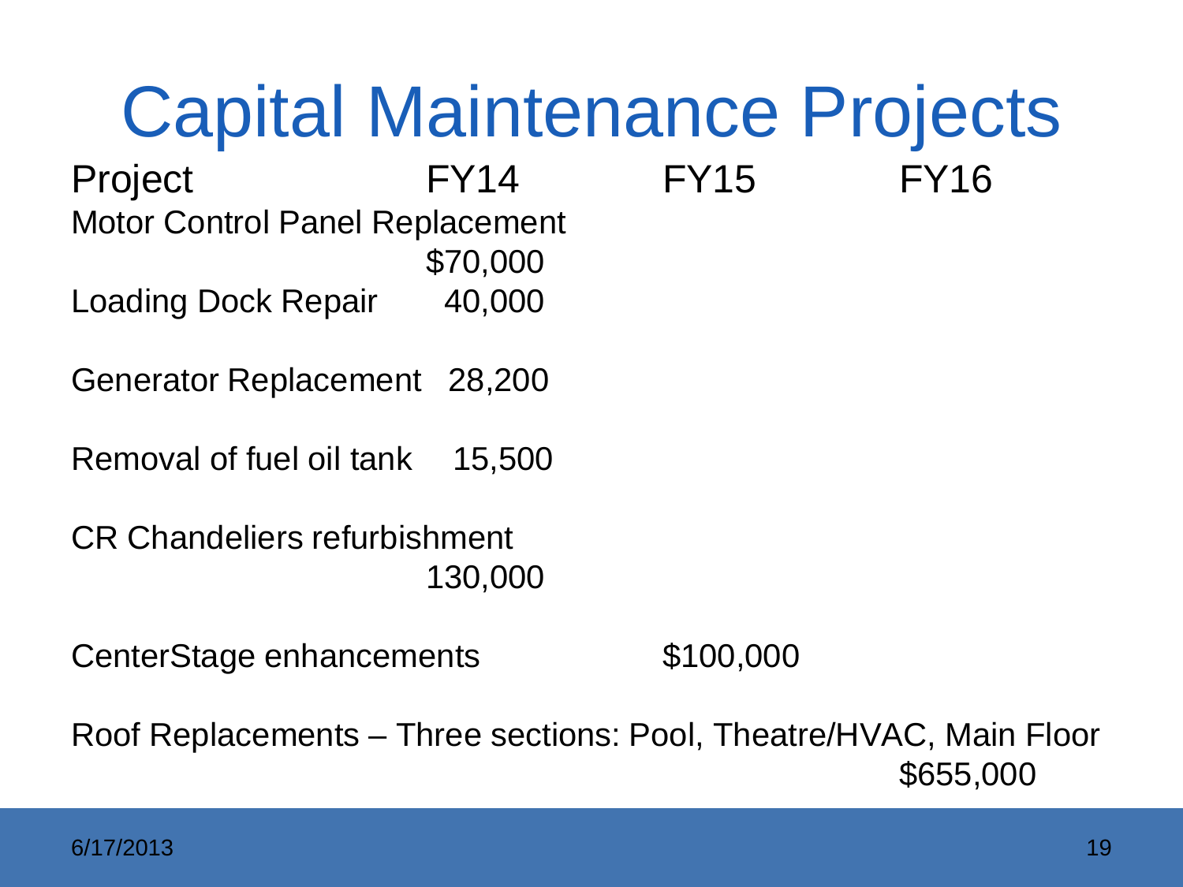# Capital Maintenance Projects

| Project | FY14 | FY15 | FY16 |
| --- | --- | --- | --- |
| Motor Control Panel Replacement | $70,000 | | |
| Loading Dock Repair | 40,000 | | |
| Generator Replacement | 28,200 | | |
| Removal of fuel oil tank | 15,500 | | |
| CR Chandeliers refurbishment | 130,000 | | |
| CenterStage enhancements | | $100,000 | |
| Roof Replacements – Three sections: Pool, Theatre/HVAC, Main Floor | | | $655,000 |

6/17/2013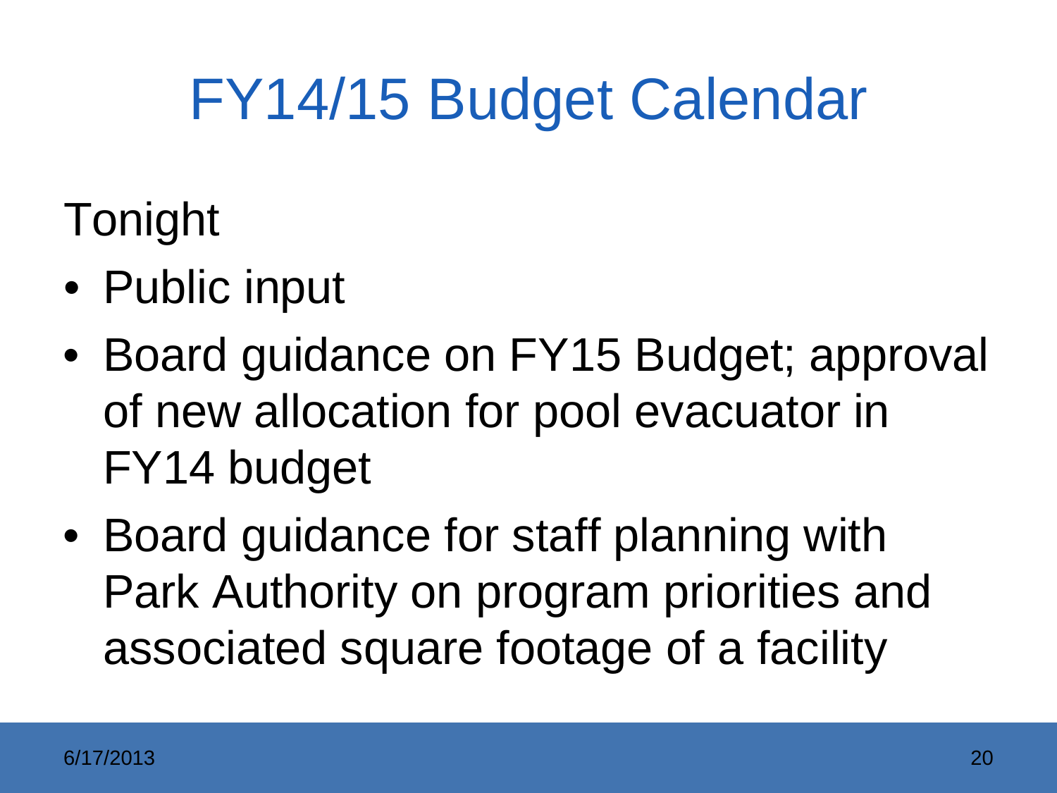# FY14/15 Budget Calendar

Tonight

- Public input
- Board guidance on FY15 Budget; approval of new allocation for pool evacuator in FY14 budget
- Board guidance for staff planning with Park Authority on program priorities and associated square footage of a facility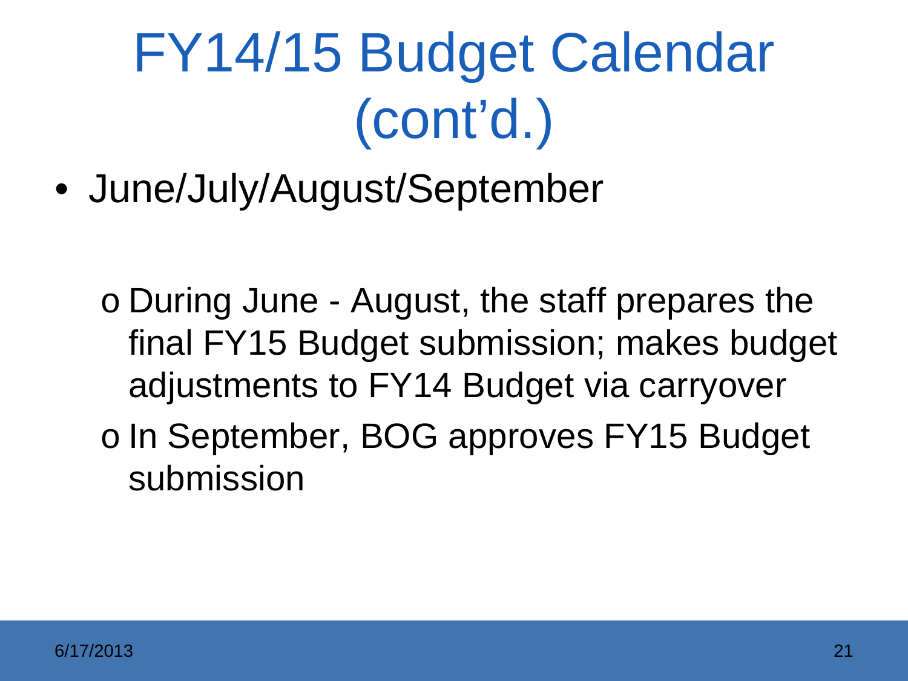# FY14/15 Budget Calendar (cont'd.)

- June/July/August/September
  - During June - August, the staff prepares the final FY15 Budget submission; makes budget adjustments to FY14 Budget via carryover
  - In September, BOG approves FY15 Budget submission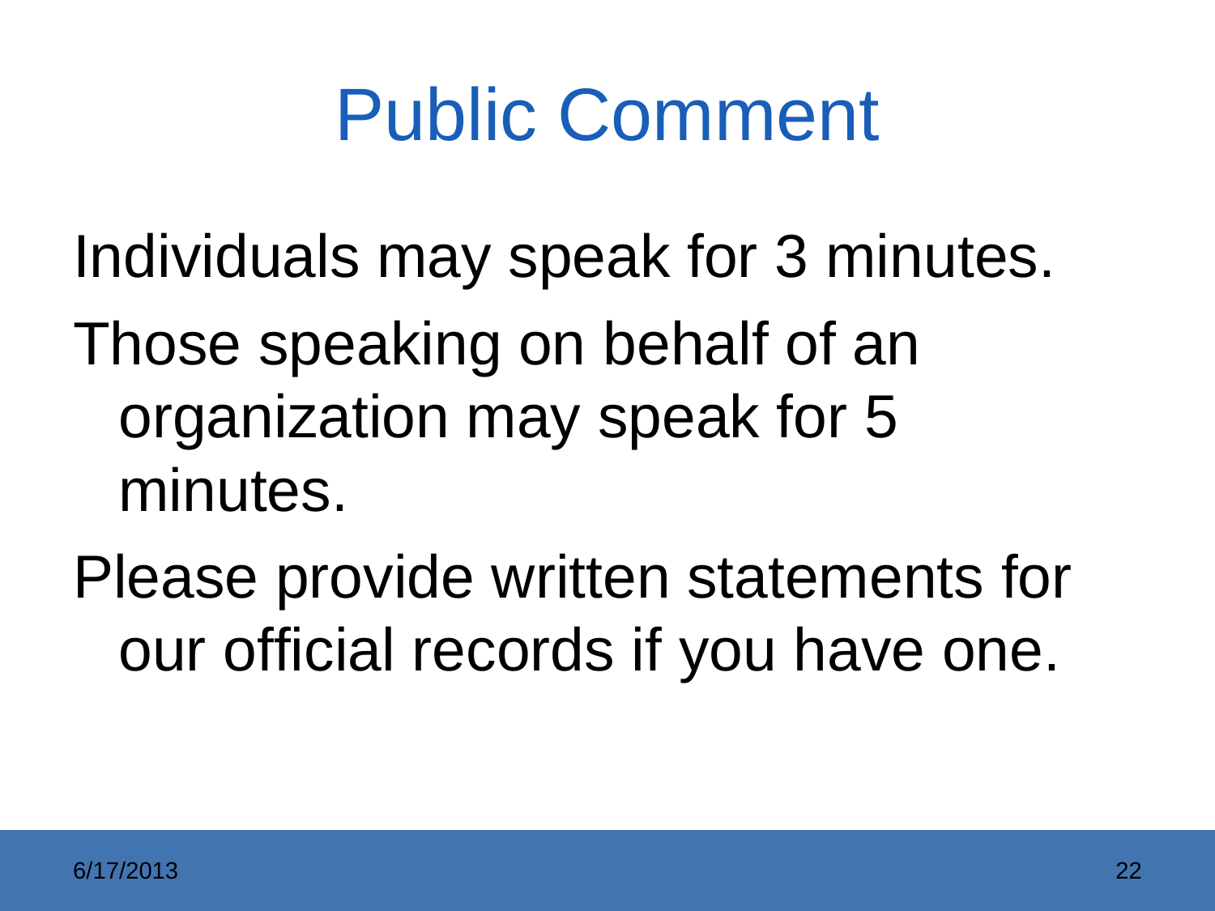# Public Comment

Individuals may speak for 3 minutes.

Those speaking on behalf of an organization may speak for 5 minutes.

Please provide written statements for our official records if you have one.